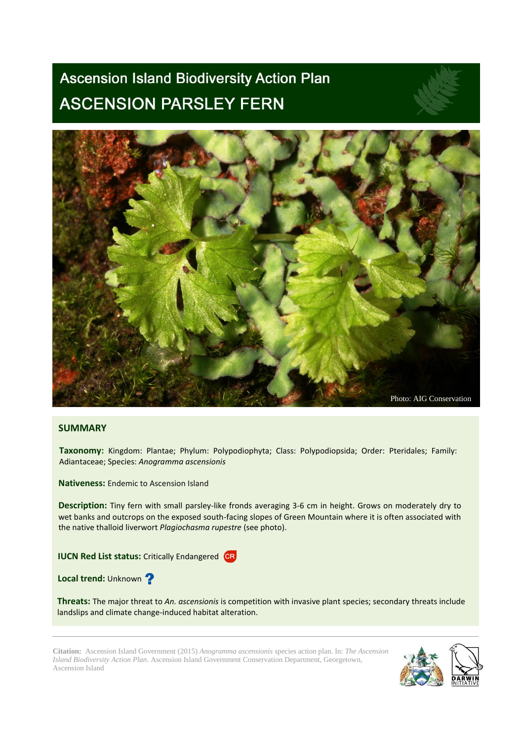# Ascension Island Biodiversity Action Plan

# ASCENSION PARSLEY FERN

Photo: AIG Conservation

## SUMMARY

**Taxonomy:** Kingdom: Plantae; Phylum: Polypodiophyta; Class: Polypodiopsida; Order: Pteridales; Family: Adiantaceae; Species: *Anogramma ascensionis*

**Nativeness:** Endemic to Ascension Island

**Description:** Tiny fern with small parsley-like fronds averaging 3-6 cm in height. Grows on moderately dry to wet banks and outcrops on the exposed south-facing slopes of Green Mountain where it is often associated with the native thalloid liverwort *Plagiochasma rupestre* (see photo).

**IUCN Red List status:** Critically Endangered CR

**Local trend:** Unknown ?

**Threats:** The major threat to *An. ascensionis* is competition with invasive plant species; secondary threats include landslips and climate change-induced habitat alteration.

---

**Citation:** Ascension Island Government (2015) *Anogramma ascensionis* species action plan. In: *The Ascension Island Biodiversity Action Plan*. Ascension Island Government Conservation Department, Georgetown, Ascension Island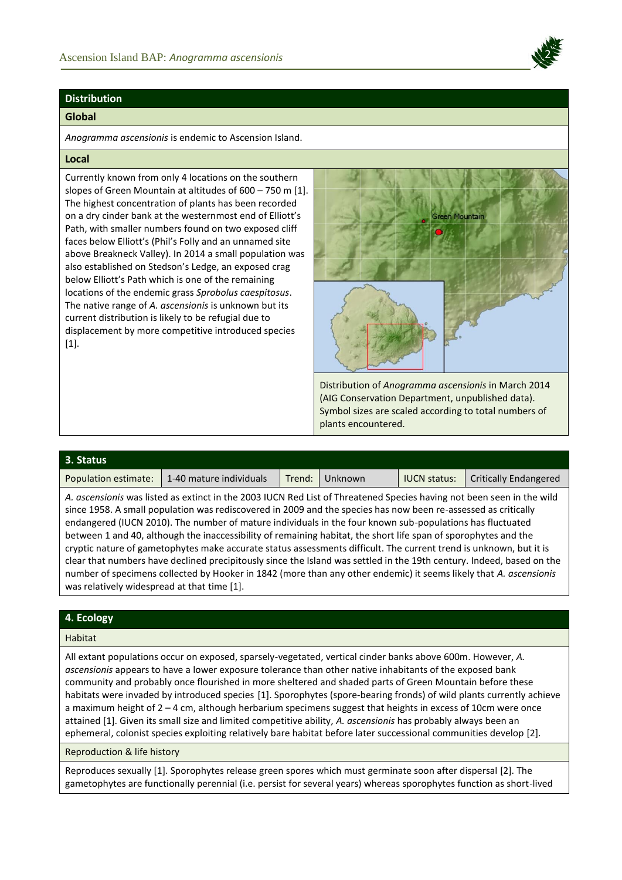## Distribution

### Global

*Anogramma ascensionis* is endemic to Ascension Island.

### Local

Currently known from only 4 locations on the southern slopes of Green Mountain at altitudes of 600 – 750 m [1]. The highest concentration of plants has been recorded on a dry cinder bank at the westernmost end of Elliott's Path, with smaller numbers found on two exposed cliff faces below Elliott's (Phil's Folly and an unnamed site above Breakneck Valley). In 2014 a small population was also established on Stedson's Ledge, an exposed crag below Elliott's Path which is one of the remaining locations of the endemic grass *Sprobolus caespitosus*. The native range of *A. ascensionis* is unknown but its current distribution is likely to be refugial due to displacement by more competitive introduced species [1].

Distribution of *Anogramma ascensionis* in March 2014 (AIG Conservation Department, unpublished data). Symbol sizes are scaled according to total numbers of plants encountered.

## 3. Status

| Population estimate: | 1-40 mature individuals | Trend: | Unknown | IUCN status: | Critically Endangered |
|---|---|---|---|---|---|

*A. ascensionis* was listed as extinct in the 2003 IUCN Red List of Threatened Species having not been seen in the wild since 1958. A small population was rediscovered in 2009 and the species has now been re-assessed as critically endangered (IUCN 2010). The number of mature individuals in the four known sub-populations has fluctuated between 1 and 40, although the inaccessibility of remaining habitat, the short life span of sporophytes and the cryptic nature of gametophytes make accurate status assessments difficult. The current trend is unknown, but it is clear that numbers have declined precipitously since the Island was settled in the 19th century. Indeed, based on the number of specimens collected by Hooker in 1842 (more than any other endemic) it seems likely that *A. ascensionis* was relatively widespread at that time [1].

## 4. Ecology

### Habitat

All extant populations occur on exposed, sparsely-vegetated, vertical cinder banks above 600m. However, *A. ascensionis* appears to have a lower exposure tolerance than other native inhabitants of the exposed bank community and probably once flourished in more sheltered and shaded parts of Green Mountain before these habitats were invaded by introduced species [1]. Sporophytes (spore-bearing fronds) of wild plants currently achieve a maximum height of 2 – 4 cm, although herbarium specimens suggest that heights in excess of 10cm were once attained [1]. Given its small size and limited competitive ability, *A. ascensionis* has probably always been an ephemeral, colonist species exploiting relatively bare habitat before later successional communities develop [2].

### Reproduction & life history

Reproduces sexually [1]. Sporophytes release green spores which must germinate soon after dispersal [2]. The gametophytes are functionally perennial (i.e. persist for several years) whereas sporophytes function as short-lived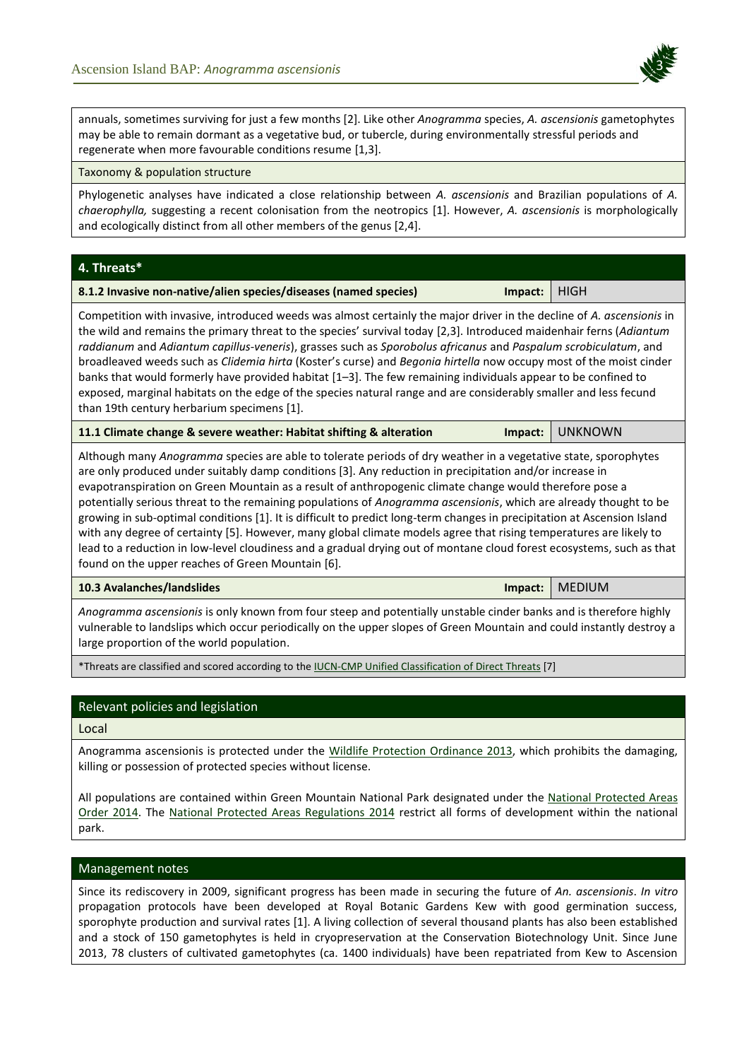annuals, sometimes surviving for just a few months [2]. Like other *Anogramma* species, *A. ascensionis* gametophytes may be able to remain dormant as a vegetative bud, or tubercle, during environmentally stressful periods and regenerate when more favourable conditions resume [1,3].

### Taxonomy & population structure

Phylogenetic analyses have indicated a close relationship between *A. ascensionis* and Brazilian populations of *A. chaerophylla,* suggesting a recent colonisation from the neotropics [1]. However, *A. ascensionis* is morphologically and ecologically distinct from all other members of the genus [2,4].

## 4. Threats*

**8.1.2 Invasive non-native/alien species/diseases (named species)** — **Impact:** HIGH

Competition with invasive, introduced weeds was almost certainly the major driver in the decline of *A. ascensionis* in the wild and remains the primary threat to the species' survival today [2,3]. Introduced maidenhair ferns (*Adiantum raddianum* and *Adiantum capillus-veneris*), grasses such as *Sporobolus africanus* and *Paspalum scrobiculatum*, and broadleaved weeds such as *Clidemia hirta* (Koster's curse) and *Begonia hirtella* now occupy most of the moist cinder banks that would formerly have provided habitat [1–3]. The few remaining individuals appear to be confined to exposed, marginal habitats on the edge of the species natural range and are considerably smaller and less fecund than 19th century herbarium specimens [1].

**11.1 Climate change & severe weather: Habitat shifting & alteration** — **Impact:** UNKNOWN

Although many *Anogramma* species are able to tolerate periods of dry weather in a vegetative state, sporophytes are only produced under suitably damp conditions [3]. Any reduction in precipitation and/or increase in evapotranspiration on Green Mountain as a result of anthropogenic climate change would therefore pose a potentially serious threat to the remaining populations of *Anogramma ascensionis*, which are already thought to be growing in sub-optimal conditions [1]. It is difficult to predict long-term changes in precipitation at Ascension Island with any degree of certainty [5]. However, many global climate models agree that rising temperatures are likely to lead to a reduction in low-level cloudiness and a gradual drying out of montane cloud forest ecosystems, such as that found on the upper reaches of Green Mountain [6].

**10.3 Avalanches/landslides** — **Impact:** MEDIUM

*Anogramma ascensionis* is only known from four steep and potentially unstable cinder banks and is therefore highly vulnerable to landslips which occur periodically on the upper slopes of Green Mountain and could instantly destroy a large proportion of the world population.

*Threats are classified and scored according to the IUCN-CMP Unified Classification of Direct Threats [7]

## Relevant policies and legislation

### Local

Anogramma ascensionis is protected under the Wildlife Protection Ordinance 2013, which prohibits the damaging, killing or possession of protected species without license.

All populations are contained within Green Mountain National Park designated under the National Protected Areas Order 2014. The National Protected Areas Regulations 2014 restrict all forms of development within the national park.

## Management notes

Since its rediscovery in 2009, significant progress has been made in securing the future of *An. ascensionis*. *In vitro* propagation protocols have been developed at Royal Botanic Gardens Kew with good germination success, sporophyte production and survival rates [1]. A living collection of several thousand plants has also been established and a stock of 150 gametophytes is held in cryopreservation at the Conservation Biotechnology Unit. Since June 2013, 78 clusters of cultivated gametophytes (ca. 1400 individuals) have been repatriated from Kew to Ascension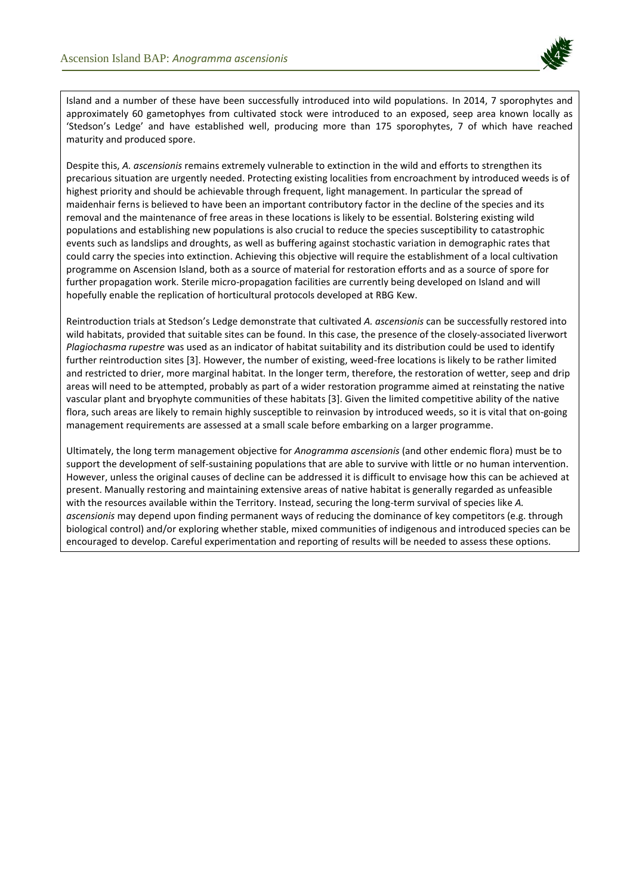Island and a number of these have been successfully introduced into wild populations. In 2014, 7 sporophytes and approximately 60 gametophyes from cultivated stock were introduced to an exposed, seep area known locally as 'Stedson's Ledge' and have established well, producing more than 175 sporophytes, 7 of which have reached maturity and produced spore.

Despite this, *A. ascensionis* remains extremely vulnerable to extinction in the wild and efforts to strengthen its precarious situation are urgently needed. Protecting existing localities from encroachment by introduced weeds is of highest priority and should be achievable through frequent, light management. In particular the spread of maidenhair ferns is believed to have been an important contributory factor in the decline of the species and its removal and the maintenance of free areas in these locations is likely to be essential. Bolstering existing wild populations and establishing new populations is also crucial to reduce the species susceptibility to catastrophic events such as landslips and droughts, as well as buffering against stochastic variation in demographic rates that could carry the species into extinction. Achieving this objective will require the establishment of a local cultivation programme on Ascension Island, both as a source of material for restoration efforts and as a source of spore for further propagation work. Sterile micro-propagation facilities are currently being developed on Island and will hopefully enable the replication of horticultural protocols developed at RBG Kew.

Reintroduction trials at Stedson's Ledge demonstrate that cultivated *A. ascensionis* can be successfully restored into wild habitats, provided that suitable sites can be found. In this case, the presence of the closely-associated liverwort *Plagiochasma rupestre* was used as an indicator of habitat suitability and its distribution could be used to identify further reintroduction sites [3]. However, the number of existing, weed-free locations is likely to be rather limited and restricted to drier, more marginal habitat. In the longer term, therefore, the restoration of wetter, seep and drip areas will need to be attempted, probably as part of a wider restoration programme aimed at reinstating the native vascular plant and bryophyte communities of these habitats [3]. Given the limited competitive ability of the native flora, such areas are likely to remain highly susceptible to reinvasion by introduced weeds, so it is vital that on-going management requirements are assessed at a small scale before embarking on a larger programme.

Ultimately, the long term management objective for *Anogramma ascensionis* (and other endemic flora) must be to support the development of self-sustaining populations that are able to survive with little or no human intervention. However, unless the original causes of decline can be addressed it is difficult to envisage how this can be achieved at present. Manually restoring and maintaining extensive areas of native habitat is generally regarded as unfeasible with the resources available within the Territory. Instead, securing the long-term survival of species like *A. ascensionis* may depend upon finding permanent ways of reducing the dominance of key competitors (e.g. through biological control) and/or exploring whether stable, mixed communities of indigenous and introduced species can be encouraged to develop. Careful experimentation and reporting of results will be needed to assess these options.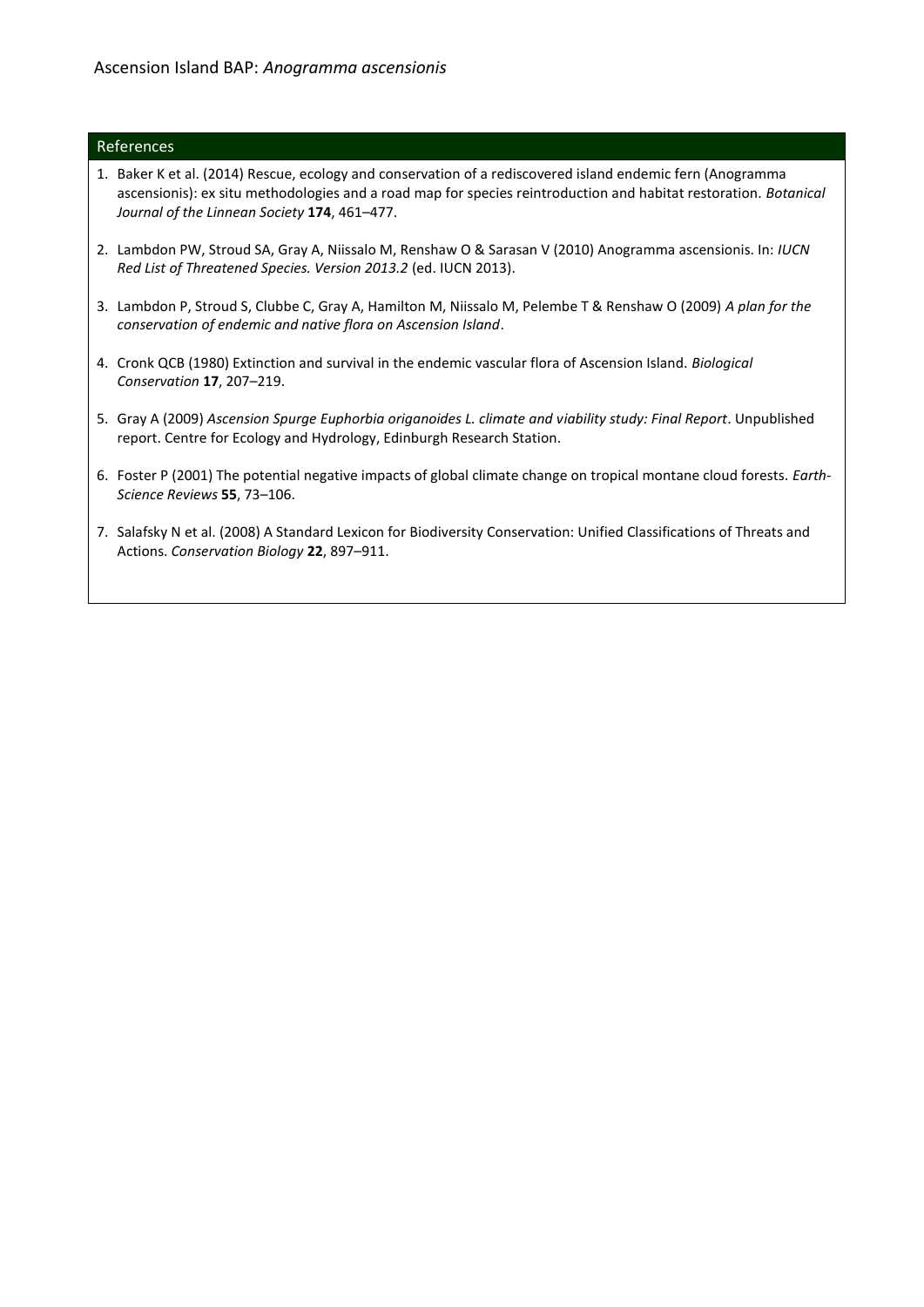## References

1. Baker K et al. (2014) Rescue, ecology and conservation of a rediscovered island endemic fern (Anogramma ascensionis): ex situ methodologies and a road map for species reintroduction and habitat restoration. *Botanical Journal of the Linnean Society* **174**, 461–477.

2. Lambdon PW, Stroud SA, Gray A, Niissalo M, Renshaw O & Sarasan V (2010) Anogramma ascensionis. In: *IUCN Red List of Threatened Species. Version 2013.2* (ed. IUCN 2013).

3. Lambdon P, Stroud S, Clubbe C, Gray A, Hamilton M, Niissalo M, Pelembe T & Renshaw O (2009) *A plan for the conservation of endemic and native flora on Ascension Island*.

4. Cronk QCB (1980) Extinction and survival in the endemic vascular flora of Ascension Island. *Biological Conservation* **17**, 207–219.

5. Gray A (2009) *Ascension Spurge Euphorbia origanoides L. climate and viability study: Final Report*. Unpublished report. Centre for Ecology and Hydrology, Edinburgh Research Station.

6. Foster P (2001) The potential negative impacts of global climate change on tropical montane cloud forests. *Earth-Science Reviews* **55**, 73–106.

7. Salafsky N et al. (2008) A Standard Lexicon for Biodiversity Conservation: Unified Classifications of Threats and Actions. *Conservation Biology* **22**, 897–911.